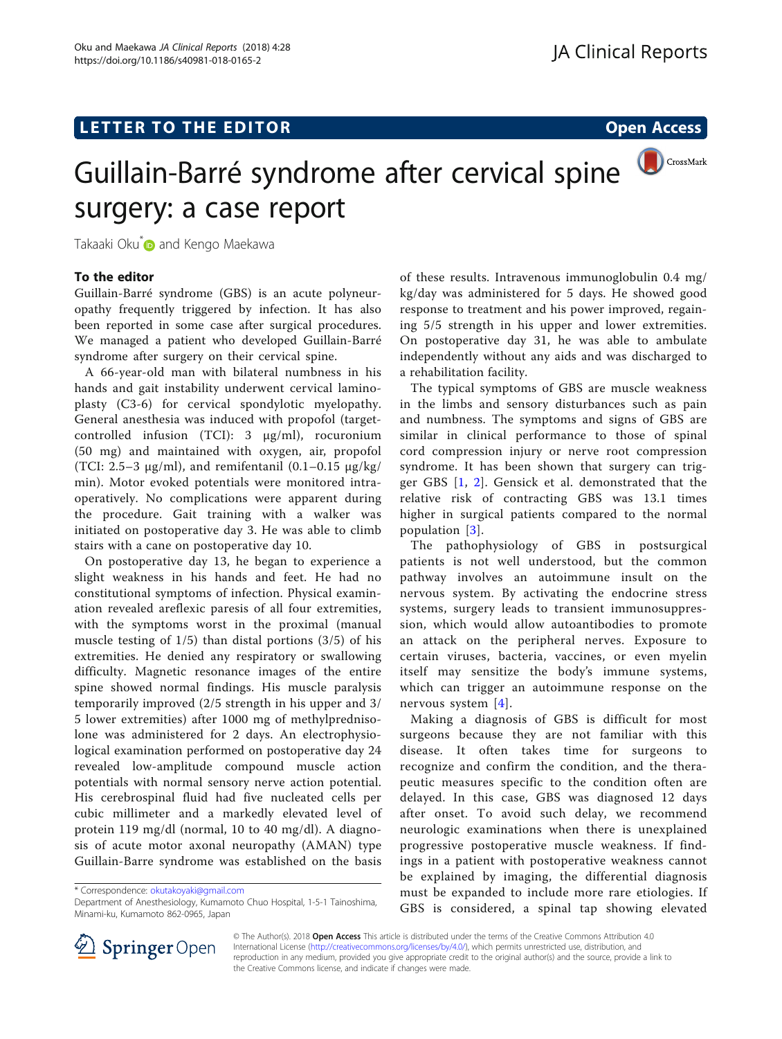LETTER TO THE EDITOR

Open Access

# Guillain-Barré syndrome after cervical spine surgery: a case report

Takaaki Oku* and Kengo Maekawa

## To the editor

Guillain-Barré syndrome (GBS) is an acute polyneuropathy frequently triggered by infection. It has also been reported in some case after surgical procedures. We managed a patient who developed Guillain-Barré syndrome after surgery on their cervical spine.

A 66-year-old man with bilateral numbness in his hands and gait instability underwent cervical laminoplasty (C3-6) for cervical spondylotic myelopathy. General anesthesia was induced with propofol (target-controlled infusion (TCI): 3 μg/ml), rocuronium (50 mg) and maintained with oxygen, air, propofol (TCI: 2.5–3 μg/ml), and remifentanil (0.1–0.15 μg/kg/min). Motor evoked potentials were monitored intraoperatively. No complications were apparent during the procedure. Gait training with a walker was initiated on postoperative day 3. He was able to climb stairs with a cane on postoperative day 10.

On postoperative day 13, he began to experience a slight weakness in his hands and feet. He had no constitutional symptoms of infection. Physical examination revealed areflexic paresis of all four extremities, with the symptoms worst in the proximal (manual muscle testing of 1/5) than distal portions (3/5) of his extremities. He denied any respiratory or swallowing difficulty. Magnetic resonance images of the entire spine showed normal findings. His muscle paralysis temporarily improved (2/5 strength in his upper and 3/5 lower extremities) after 1000 mg of methylprednisolone was administered for 2 days. An electrophysiological examination performed on postoperative day 24 revealed low-amplitude compound muscle action potentials with normal sensory nerve action potential. His cerebrospinal fluid had five nucleated cells per cubic millimeter and a markedly elevated level of protein 119 mg/dl (normal, 10 to 40 mg/dl). A diagnosis of acute motor axonal neuropathy (AMAN) type Guillain-Barre syndrome was established on the basis of these results. Intravenous immunoglobulin 0.4 mg/kg/day was administered for 5 days. He showed good response to treatment and his power improved, regaining 5/5 strength in his upper and lower extremities. On postoperative day 31, he was able to ambulate independently without any aids and was discharged to a rehabilitation facility.

The typical symptoms of GBS are muscle weakness in the limbs and sensory disturbances such as pain and numbness. The symptoms and signs of GBS are similar in clinical performance to those of spinal cord compression injury or nerve root compression syndrome. It has been shown that surgery can trigger GBS [1, 2]. Gensick et al. demonstrated that the relative risk of contracting GBS was 13.1 times higher in surgical patients compared to the normal population [3].

The pathophysiology of GBS in postsurgical patients is not well understood, but the common pathway involves an autoimmune insult on the nervous system. By activating the endocrine stress systems, surgery leads to transient immunosuppression, which would allow autoantibodies to promote an attack on the peripheral nerves. Exposure to certain viruses, bacteria, vaccines, or even myelin itself may sensitize the body's immune systems, which can trigger an autoimmune response on the nervous system [4].

Making a diagnosis of GBS is difficult for most surgeons because they are not familiar with this disease. It often takes time for surgeons to recognize and confirm the condition, and the therapeutic measures specific to the condition often are delayed. In this case, GBS was diagnosed 12 days after onset. To avoid such delay, we recommend neurologic examinations when there is unexplained progressive postoperative muscle weakness. If findings in a patient with postoperative weakness cannot be explained by imaging, the differential diagnosis must be expanded to include more rare etiologies. If GBS is considered, a spinal tap showing elevated

\* Correspondence: okutakoyaki@gmail.com

Department of Anesthesiology, Kumamoto Chuo Hospital, 1-5-1 Tainoshima, Minami-ku, Kumamoto 862-0965, Japan

© The Author(s). 2018 **Open Access** This article is distributed under the terms of the Creative Commons Attribution 4.0 International License (http://creativecommons.org/licenses/by/4.0/), which permits unrestricted use, distribution, and reproduction in any medium, provided you give appropriate credit to the original author(s) and the source, provide a link to the Creative Commons license, and indicate if changes were made.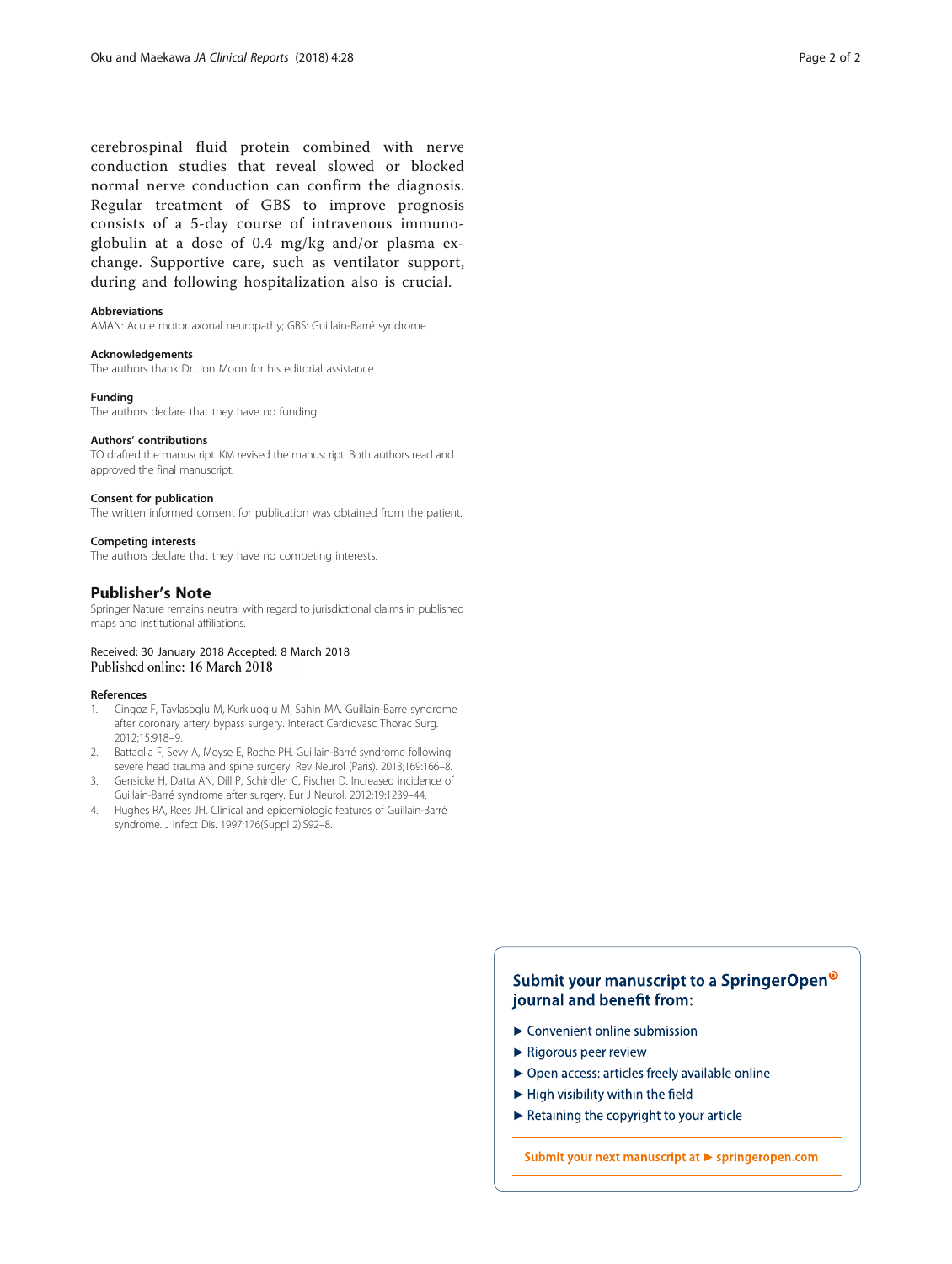cerebrospinal fluid protein combined with nerve conduction studies that reveal slowed or blocked normal nerve conduction can confirm the diagnosis. Regular treatment of GBS to improve prognosis consists of a 5-day course of intravenous immunoglobulin at a dose of 0.4 mg/kg and/or plasma exchange. Supportive care, such as ventilator support, during and following hospitalization also is crucial.

#### Abbreviations

AMAN: Acute motor axonal neuropathy; GBS: Guillain-Barré syndrome

#### Acknowledgements

The authors thank Dr. Jon Moon for his editorial assistance.

#### Funding

The authors declare that they have no funding.

#### Authors' contributions

TO drafted the manuscript. KM revised the manuscript. Both authors read and approved the final manuscript.

#### Consent for publication

The written informed consent for publication was obtained from the patient.

#### Competing interests

The authors declare that they have no competing interests.

## Publisher's Note

Springer Nature remains neutral with regard to jurisdictional claims in published maps and institutional affiliations.

Received: 30 January 2018 Accepted: 8 March 2018
Published online: 16 March 2018

#### References

1. Cingoz F, Tavlasoglu M, Kurkluoglu M, Sahin MA. Guillain-Barre syndrome after coronary artery bypass surgery. Interact Cardiovasc Thorac Surg. 2012;15:918–9.
2. Battaglia F, Sevy A, Moyse E, Roche PH. Guillain-Barré syndrome following severe head trauma and spine surgery. Rev Neurol (Paris). 2013;169:166–8.
3. Gensicke H, Datta AN, Dill P, Schindler C, Fischer D. Increased incidence of Guillain-Barré syndrome after surgery. Eur J Neurol. 2012;19:1239–44.
4. Hughes RA, Rees JH. Clinical and epidemiologic features of Guillain-Barré syndrome. J Infect Dis. 1997;176(Suppl 2):S92–8.

**Submit your manuscript to a SpringerOpen journal and benefit from:**

- ► Convenient online submission
- ► Rigorous peer review
- ► Open access: articles freely available online
- ► High visibility within the field
- ► Retaining the copyright to your article

**Submit your next manuscript at ► springeropen.com**